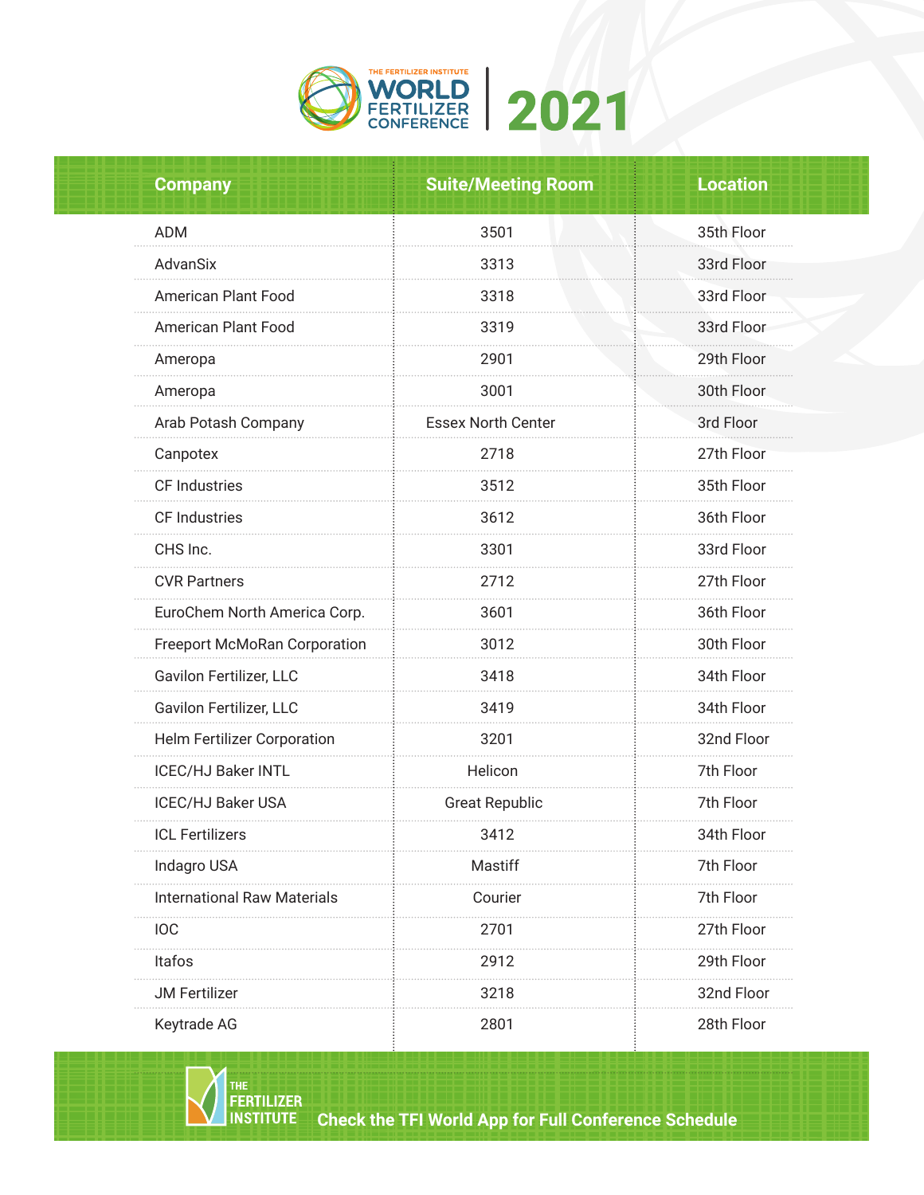# THE FERTILIZER INSTITUTE WORLD FERTILIZER CONFERENCE | 2021

| Company | Suite/Meeting Room | Location |
|---|---|---|
| ADM | 3501 | 35th Floor |
| AdvanSix | 3313 | 33rd Floor |
| American Plant Food | 3318 | 33rd Floor |
| American Plant Food | 3319 | 33rd Floor |
| Ameropa | 2901 | 29th Floor |
| Ameropa | 3001 | 30th Floor |
| Arab Potash Company | Essex North Center | 3rd Floor |
| Canpotex | 2718 | 27th Floor |
| CF Industries | 3512 | 35th Floor |
| CF Industries | 3612 | 36th Floor |
| CHS Inc. | 3301 | 33rd Floor |
| CVR Partners | 2712 | 27th Floor |
| EuroChem North America Corp. | 3601 | 36th Floor |
| Freeport McMoRan Corporation | 3012 | 30th Floor |
| Gavilon Fertilizer, LLC | 3418 | 34th Floor |
| Gavilon Fertilizer, LLC | 3419 | 34th Floor |
| Helm Fertilizer Corporation | 3201 | 32nd Floor |
| ICEC/HJ Baker INTL | Helicon | 7th Floor |
| ICEC/HJ Baker USA | Great Republic | 7th Floor |
| ICL Fertilizers | 3412 | 34th Floor |
| Indagro USA | Mastiff | 7th Floor |
| International Raw Materials | Courier | 7th Floor |
| IOC | 2701 | 27th Floor |
| Itafos | 2912 | 29th Floor |
| JM Fertilizer | 3218 | 32nd Floor |
| Keytrade AG | 2801 | 28th Floor |

THE FERTILIZER INSTITUTE

**Check the TFI World App for Full Conference Schedule**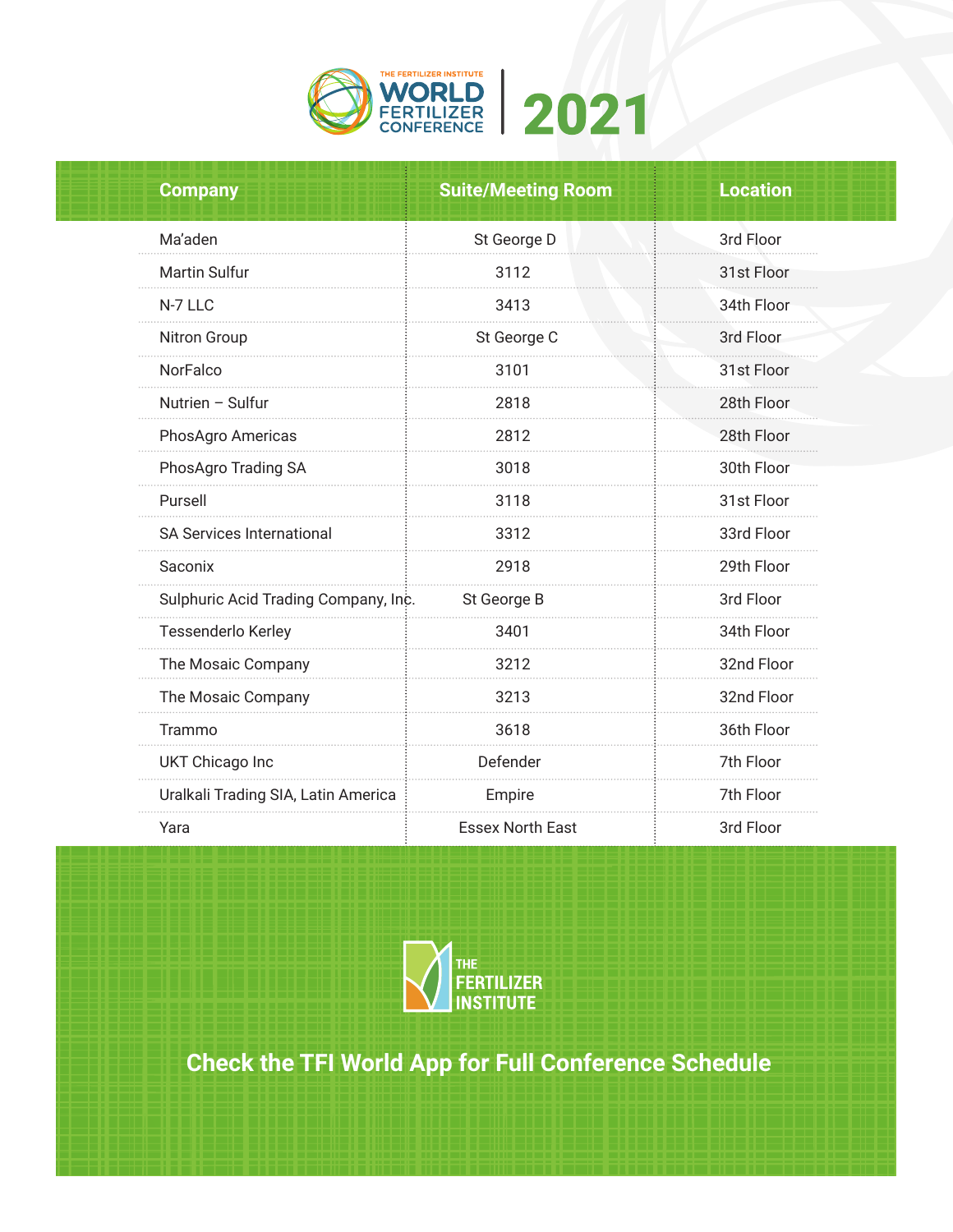THE FERTILIZER INSTITUTE WORLD FERTILIZER CONFERENCE | 2021

| Company | Suite/Meeting Room | Location |
| --- | --- | --- |
| Ma'aden | St George D | 3rd Floor |
| Martin Sulfur | 3112 | 31st Floor |
| N-7 LLC | 3413 | 34th Floor |
| Nitron Group | St George C | 3rd Floor |
| NorFalco | 3101 | 31st Floor |
| Nutrien – Sulfur | 2818 | 28th Floor |
| PhosAgro Americas | 2812 | 28th Floor |
| PhosAgro Trading SA | 3018 | 30th Floor |
| Pursell | 3118 | 31st Floor |
| SA Services International | 3312 | 33rd Floor |
| Saconix | 2918 | 29th Floor |
| Sulphuric Acid Trading Company, Inc. | St George B | 3rd Floor |
| Tessenderlo Kerley | 3401 | 34th Floor |
| The Mosaic Company | 3212 | 32nd Floor |
| The Mosaic Company | 3213 | 32nd Floor |
| Trammo | 3618 | 36th Floor |
| UKT Chicago Inc | Defender | 7th Floor |
| Uralkali Trading SIA, Latin America | Empire | 7th Floor |
| Yara | Essex North East | 3rd Floor |

THE FERTILIZER INSTITUTE

**Check the TFI World App for Full Conference Schedule**